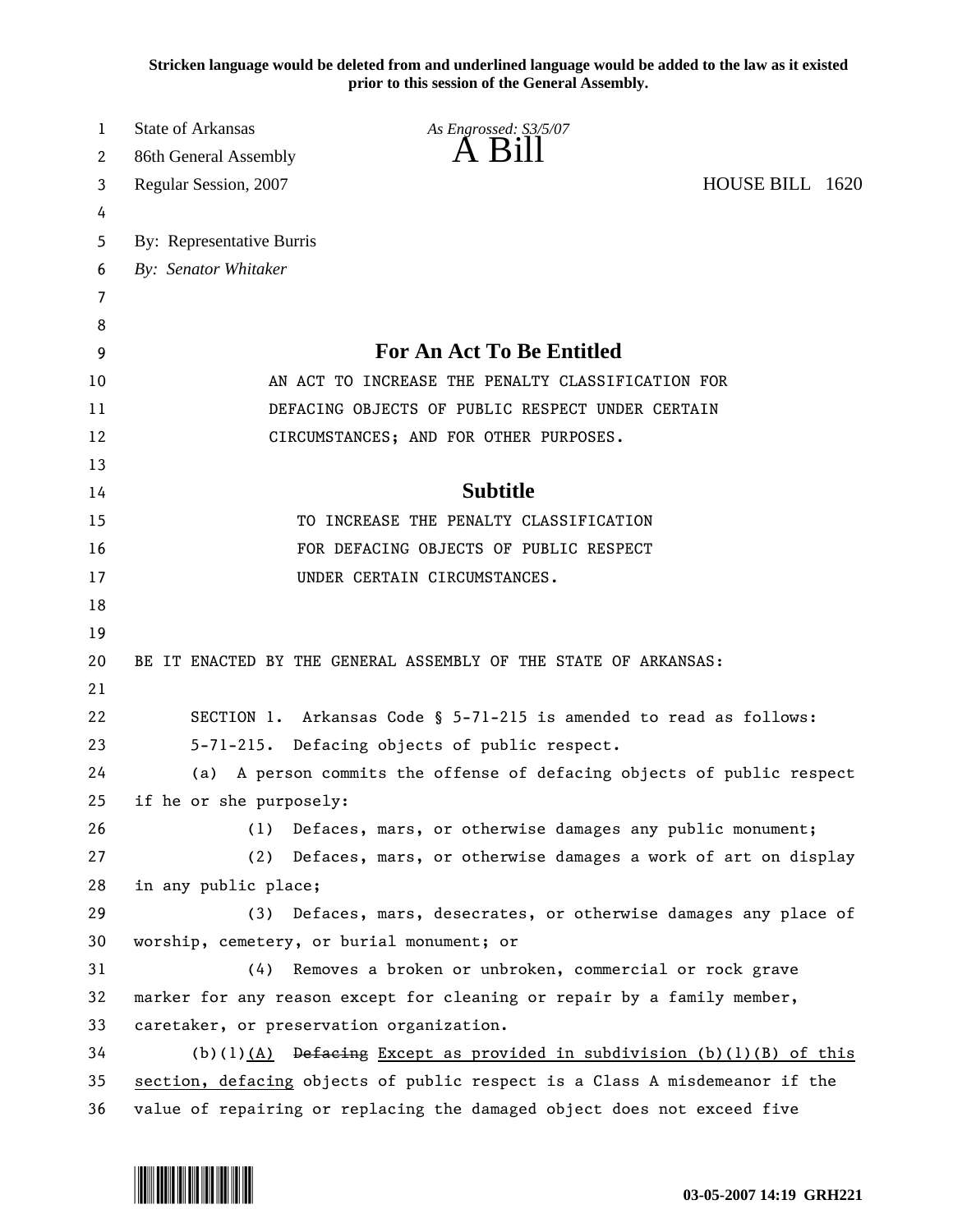**Stricken language would be deleted from and underlined language would be added to the law as it existed prior to this session of the General Assembly.**

State of Arkansas *As Engrossed: S3/5/07*
86th General Assembly **A Bill**
Regular Session, 2007 HOUSE BILL 1620

By: Representative Burris
*By: Senator Whitaker*

## For An Act To Be Entitled

AN ACT TO INCREASE THE PENALTY CLASSIFICATION FOR DEFACING OBJECTS OF PUBLIC RESPECT UNDER CERTAIN CIRCUMSTANCES; AND FOR OTHER PURPOSES.

## Subtitle

TO INCREASE THE PENALTY CLASSIFICATION FOR DEFACING OBJECTS OF PUBLIC RESPECT UNDER CERTAIN CIRCUMSTANCES.

BE IT ENACTED BY THE GENERAL ASSEMBLY OF THE STATE OF ARKANSAS:

SECTION 1. Arkansas Code § 5-71-215 is amended to read as follows:

5-71-215. Defacing objects of public respect.

(a) A person commits the offense of defacing objects of public respect if he or she purposely:

(1) Defaces, mars, or otherwise damages any public monument;

(2) Defaces, mars, or otherwise damages a work of art on display in any public place;

(3) Defaces, mars, desecrates, or otherwise damages any place of worship, cemetery, or burial monument; or

(4) Removes a broken or unbroken, commercial or rock grave marker for any reason except for cleaning or repair by a family member, caretaker, or preservation organization.

(b)(1)<u>(A)</u> ~~Defacing~~ <u>Except as provided in subdivision (b)(1)(B) of this section, defacing</u> objects of public respect is a Class A misdemeanor if the value of repairing or replacing the damaged object does not exceed five

03-05-2007 14:19 GRH221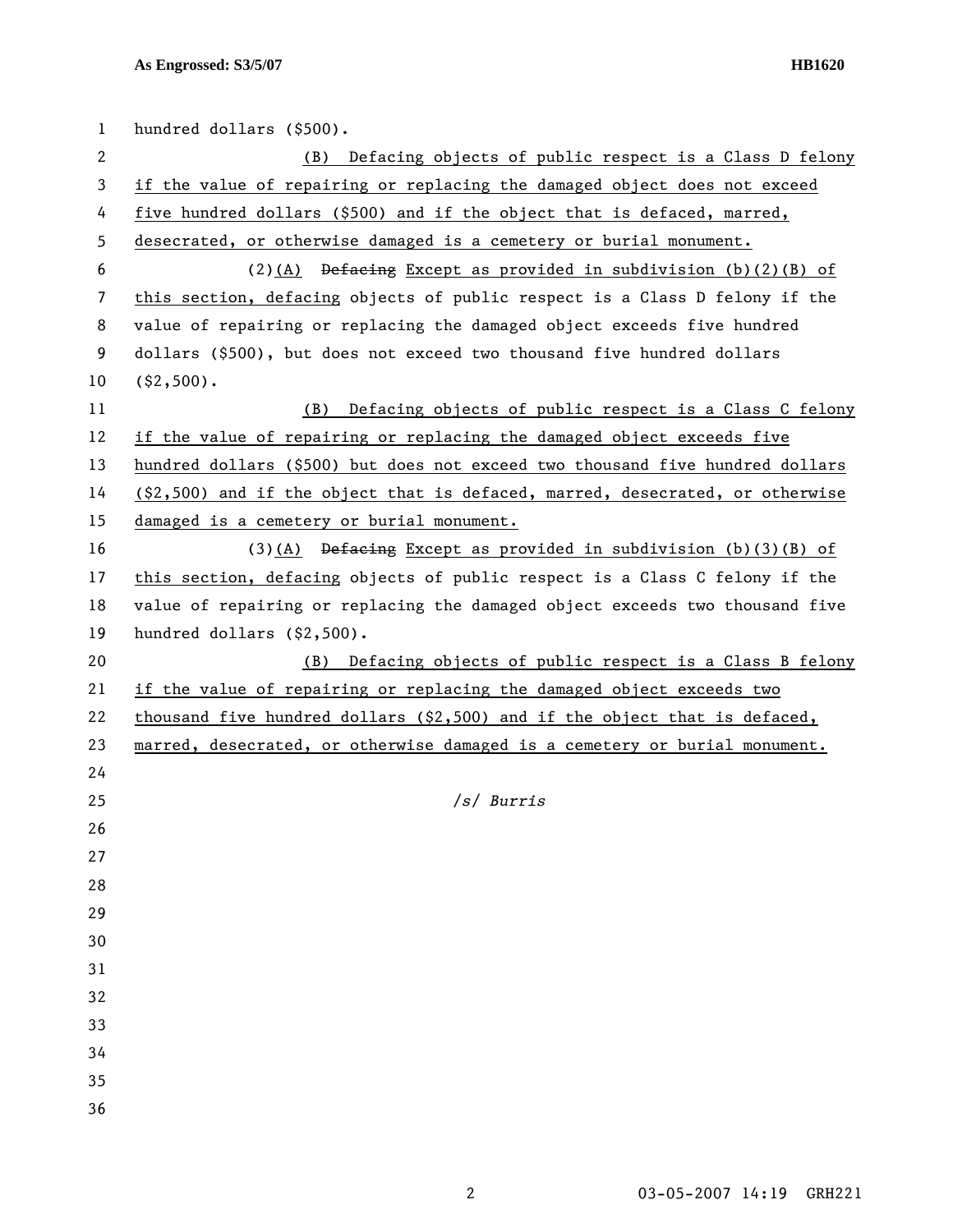hundred dollars ($500).

(B) Defacing objects of public respect is a Class D felony if the value of repairing or replacing the damaged object does not exceed five hundred dollars ($500) and if the object that is defaced, marred, desecrated, or otherwise damaged is a cemetery or burial monument.

(2)(A) ~~Defacing~~ Except as provided in subdivision (b)(2)(B) of this section, defacing objects of public respect is a Class D felony if the value of repairing or replacing the damaged object exceeds five hundred dollars ($500), but does not exceed two thousand five hundred dollars ($2,500).

(B) Defacing objects of public respect is a Class C felony if the value of repairing or replacing the damaged object exceeds five hundred dollars ($500) but does not exceed two thousand five hundred dollars ($2,500) and if the object that is defaced, marred, desecrated, or otherwise damaged is a cemetery or burial monument.

(3)(A) ~~Defacing~~ Except as provided in subdivision (b)(3)(B) of this section, defacing objects of public respect is a Class C felony if the value of repairing or replacing the damaged object exceeds two thousand five hundred dollars ($2,500).

(B) Defacing objects of public respect is a Class B felony if the value of repairing or replacing the damaged object exceeds two thousand five hundred dollars ($2,500) and if the object that is defaced, marred, desecrated, or otherwise damaged is a cemetery or burial monument.

*/s/ Burris*